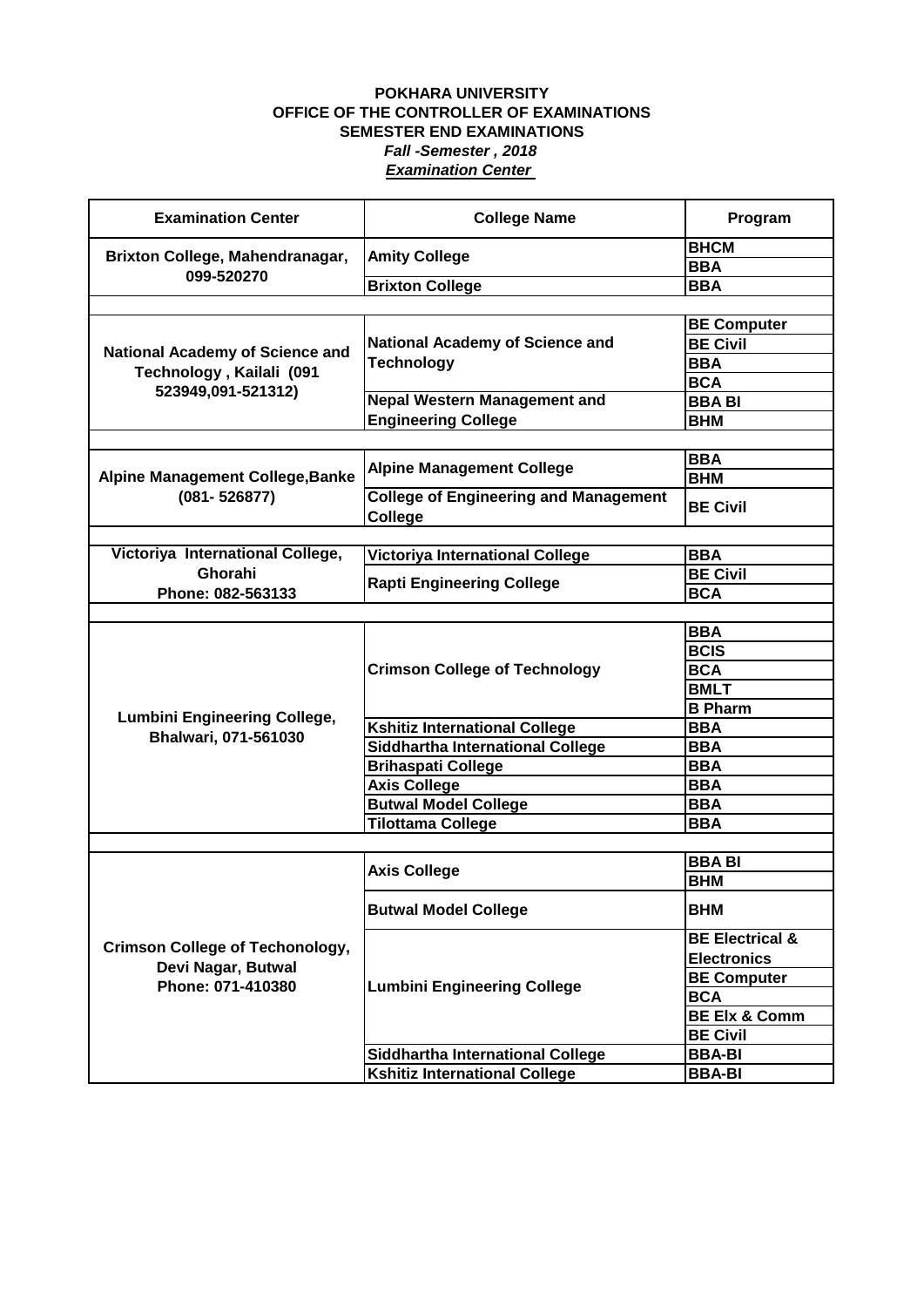**POKHARA UNIVERSITY**
**OFFICE OF THE CONTROLLER OF EXAMINATIONS**
**SEMESTER END EXAMINATIONS**
***Fall -Semester , 2018***
***Examination Center***

| Examination Center | College Name | Program |
|---|---|---|
| Brixton College, Mahendranagar, 099-520270 | Amity College | BHCM |
| | | BBA |
| | Brixton College | BBA |
| | | |
| National Academy of Science and Technology , Kailali (091 523949,091-521312) | National Academy of Science and Technology | BE Computer |
| | | BE Civil |
| | | BBA |
| | | BCA |
| | Nepal Western Management and Engineering College | BBA BI |
| | | BHM |
| | | |
| Alpine Management College,Banke (081- 526877) | Alpine Management College | BBA |
| | | BHM |
| | College of Engineering and Management College | BE Civil |
| | | |
| Victoriya International College, Ghorahi Phone: 082-563133 | Victoriya International College | BBA |
| | Rapti Engineering College | BE Civil |
| | | BCA |
| | | |
| Lumbini Engineering College, Bhalwari, 071-561030 | Crimson College of Technology | BBA |
| | | BCIS |
| | | BCA |
| | | BMLT |
| | | B Pharm |
| | Kshitiz International College | BBA |
| | Siddhartha International College | BBA |
| | Brihaspati College | BBA |
| | Axis College | BBA |
| | Butwal Model College | BBA |
| | Tilottama College | BBA |
| | | |
| Crimson College of Techonology, Devi Nagar, Butwal Phone: 071-410380 | Axis College | BBA BI |
| | | BHM |
| | Butwal Model College | BHM |
| | Lumbini Engineering College | BE Electrical & Electronics |
| | | BE Computer |
| | | BCA |
| | | BE Elx & Comm |
| | | BE Civil |
| | Siddhartha International College | BBA-BI |
| | Kshitiz International College | BBA-BI |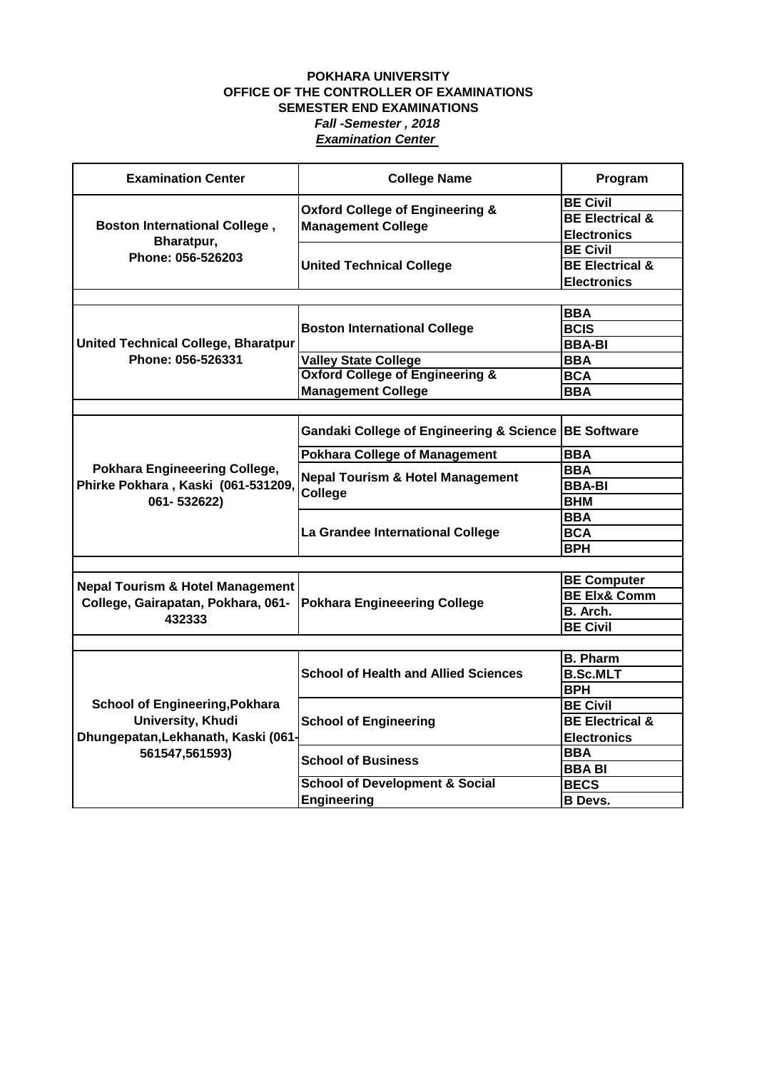**POKHARA UNIVERSITY**
**OFFICE OF THE CONTROLLER OF EXAMINATIONS**
**SEMESTER END EXAMINATIONS**
***Fall -Semester , 2018***
***Examination Center***

| Examination Center | College Name | Program |
|---|---|---|
| **Boston International College , Bharatpur, Phone: 056-526203** | **Oxford College of Engineering & Management College** | **BE Civil** |
| | | **BE Electrical & Electronics** |
| | **United Technical College** | **BE Civil** |
| | | **BE Electrical & Electronics** |
| | | |
| **United Technical College, Bharatpur Phone: 056-526331** | **Boston International College** | **BBA** |
| | | **BCIS** |
| | | **BBA-BI** |
| | **Valley State College** | **BBA** |
| | **Oxford College of Engineering & Management College** | **BCA** |
| | | **BBA** |
| | | |
| **Pokhara Engineeering College, Phirke Pokhara , Kaski (061-531209, 061- 532622)** | **Gandaki College of Engineering & Science** | **BE Software** |
| | **Pokhara College of Management** | **BBA** |
| | **Nepal Tourism & Hotel Management College** | **BBA** |
| | | **BBA-BI** |
| | | **BHM** |
| | **La Grandee International College** | **BBA** |
| | | **BCA** |
| | | **BPH** |
| | | |
| **Nepal Tourism & Hotel Management College, Gairapatan, Pokhara, 061-432333** | **Pokhara Engineeering College** | **BE Computer** |
| | | **BE Elx& Comm** |
| | | **B. Arch.** |
| | | **BE Civil** |
| | | |
| **School of Engineering,Pokhara University, Khudi Dhungepatan,Lekhanath, Kaski (061-561547,561593)** | **School of Health and Allied Sciences** | **B. Pharm** |
| | | **B.Sc.MLT** |
| | | **BPH** |
| | **School of Engineering** | **BE Civil** |
| | | **BE Electrical & Electronics** |
| | **School of Business** | **BBA** |
| | | **BBA BI** |
| | **School of Development & Social Engineering** | **BECS** |
| | | **B Devs.** |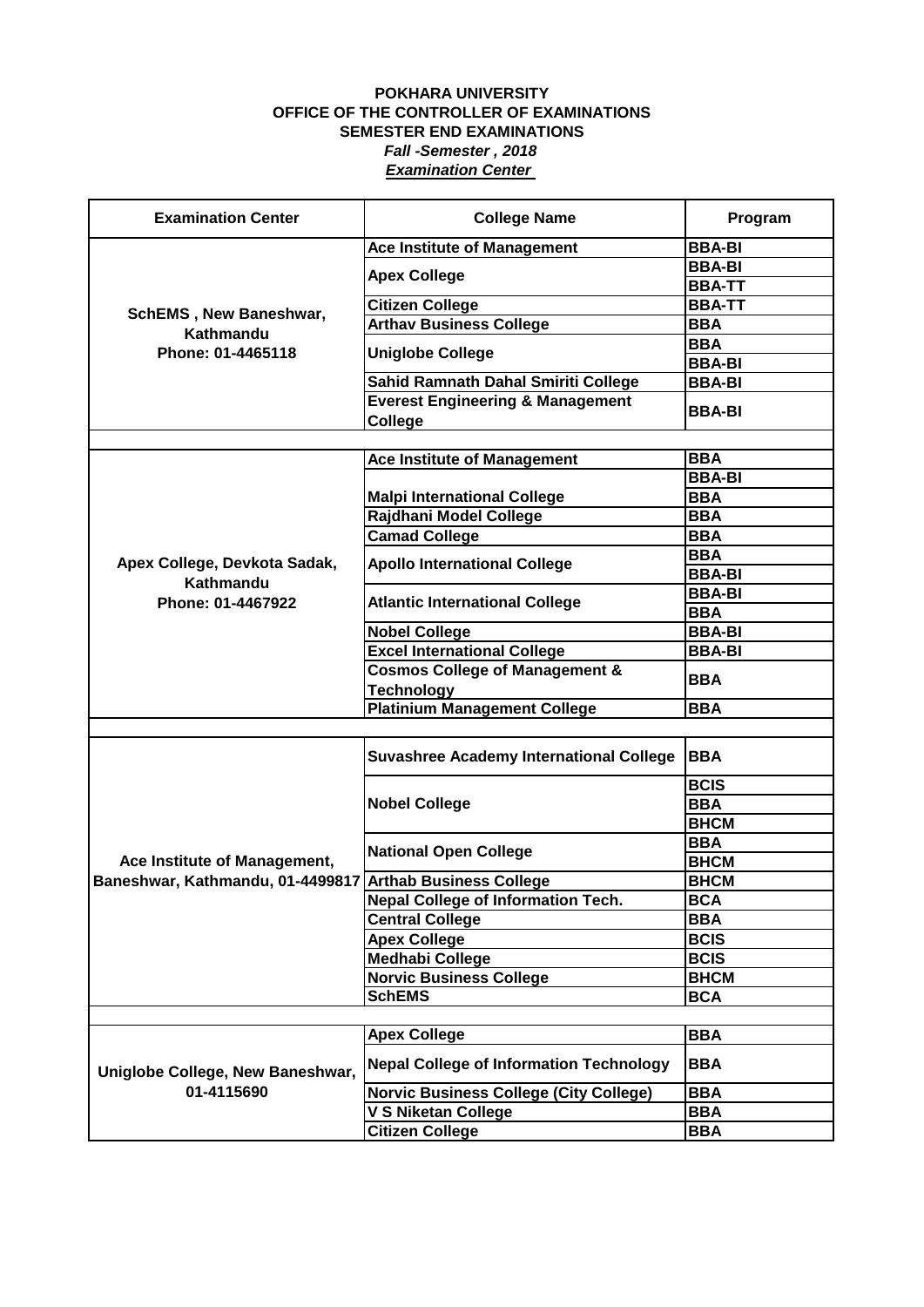**POKHARA UNIVERSITY**
**OFFICE OF THE CONTROLLER OF EXAMINATIONS**
**SEMESTER END EXAMINATIONS**
***Fall -Semester , 2018***
***Examination Center***

| Examination Center | College Name | Program |
|---|---|---|
| SchEMS , New Baneshwar, Kathmandu Phone: 01-4465118 | Ace Institute of Management | BBA-BI |
| | Apex College | BBA-BI |
| | | BBA-TT |
| | Citizen College | BBA-TT |
| | Arthav Business College | BBA |
| | Uniglobe College | BBA |
| | | BBA-BI |
| | Sahid Ramnath Dahal Smiriti College | BBA-BI |
| | Everest Engineering & Management College | BBA-BI |
| | | |
| Apex College, Devkota Sadak, Kathmandu Phone: 01-4467922 | Ace Institute of Management | BBA |
| | | BBA-BI |
| | Malpi International College | BBA |
| | Rajdhani Model College | BBA |
| | Camad College | BBA |
| | Apollo International College | BBA |
| | | BBA-BI |
| | Atlantic International College | BBA-BI |
| | | BBA |
| | Nobel College | BBA-BI |
| | Excel International College | BBA-BI |
| | Cosmos College of Management & Technology | BBA |
| | Platinium Management College | BBA |
| | | |
| Ace Institute of Management, Baneshwar, Kathmandu, 01-4499817 | Suvashree Academy International College | BBA |
| | Nobel College | BCIS |
| | | BBA |
| | | BHCM |
| | National Open College | BBA |
| | | BHCM |
| | Arthab Business College | BHCM |
| | Nepal College of Information Tech. | BCA |
| | Central College | BBA |
| | Apex College | BCIS |
| | Medhabi College | BCIS |
| | Norvic Business College | BHCM |
| | SchEMS | BCA |
| | | |
| Uniglobe College, New Baneshwar, 01-4115690 | Apex College | BBA |
| | Nepal College of Information Technology | BBA |
| | Norvic Business College (City College) | BBA |
| | V S Niketan College | BBA |
| | Citizen College | BBA |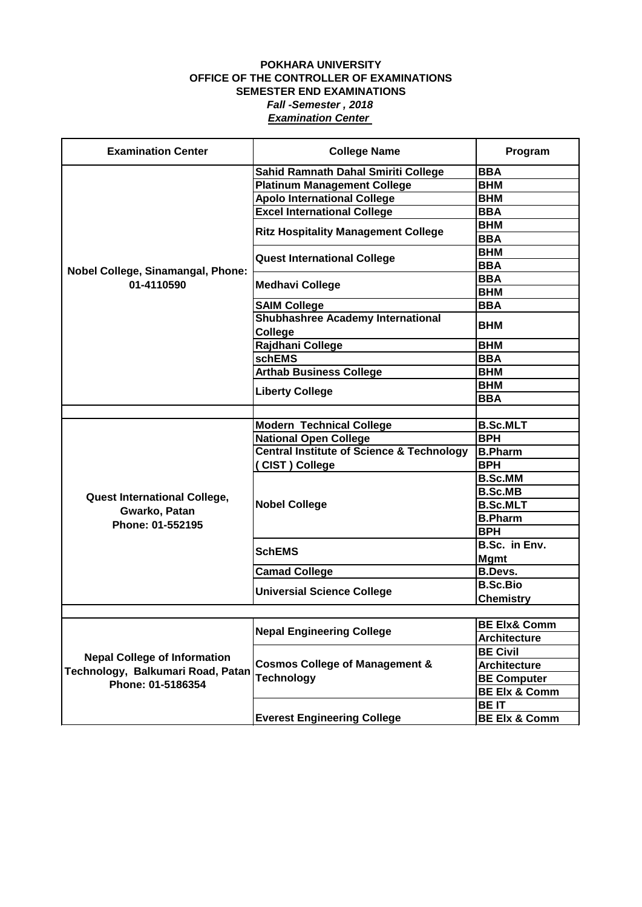**POKHARA UNIVERSITY**
**OFFICE OF THE CONTROLLER OF EXAMINATIONS**
**SEMESTER END EXAMINATIONS**
***Fall -Semester , 2018***
***Examination Center***

| Examination Center | College Name | Program |
|---|---|---|
| Nobel College, Sinamangal, Phone: 01-4110590 | Sahid Ramnath Dahal Smiriti College | BBA |
| | Platinum Management College | BHM |
| | Apolo International College | BHM |
| | Excel International College | BBA |
| | Ritz Hospitality Management College | BHM |
| | | BBA |
| | Quest International College | BHM |
| | | BBA |
| | Medhavi College | BBA |
| | | BHM |
| | SAIM College | BBA |
| | Shubhashree Academy International College | BHM |
| | Rajdhani College | BHM |
| | schEMS | BBA |
| | Arthab Business College | BHM |
| | Liberty College | BHM |
| | | BBA |
| | | |
| Quest International College, Gwarko, Patan Phone: 01-552195 | Modern Technical College | B.Sc.MLT |
| | National Open College | BPH |
| | Central Institute of Science & Technology ( CIST ) College | B.Pharm |
| | | BPH |
| | Nobel College | B.Sc.MM |
| | | B.Sc.MB |
| | | B.Sc.MLT |
| | | B.Pharm |
| | | BPH |
| | SchEMS | B.Sc. in Env. Mgmt |
| | Camad College | B.Devs. |
| | Universial Science College | B.Sc.Bio Chemistry |
| | | |
| Nepal College of Information Technology, Balkumari Road, Patan Phone: 01-5186354 | Nepal Engineering College | BE Elx& Comm |
| | | Architecture |
| | Cosmos College of Management & Technology | BE Civil |
| | | Architecture |
| | | BE Computer |
| | | BE Elx & Comm |
| | Everest Engineering College | BE IT |
| | | BE Elx & Comm |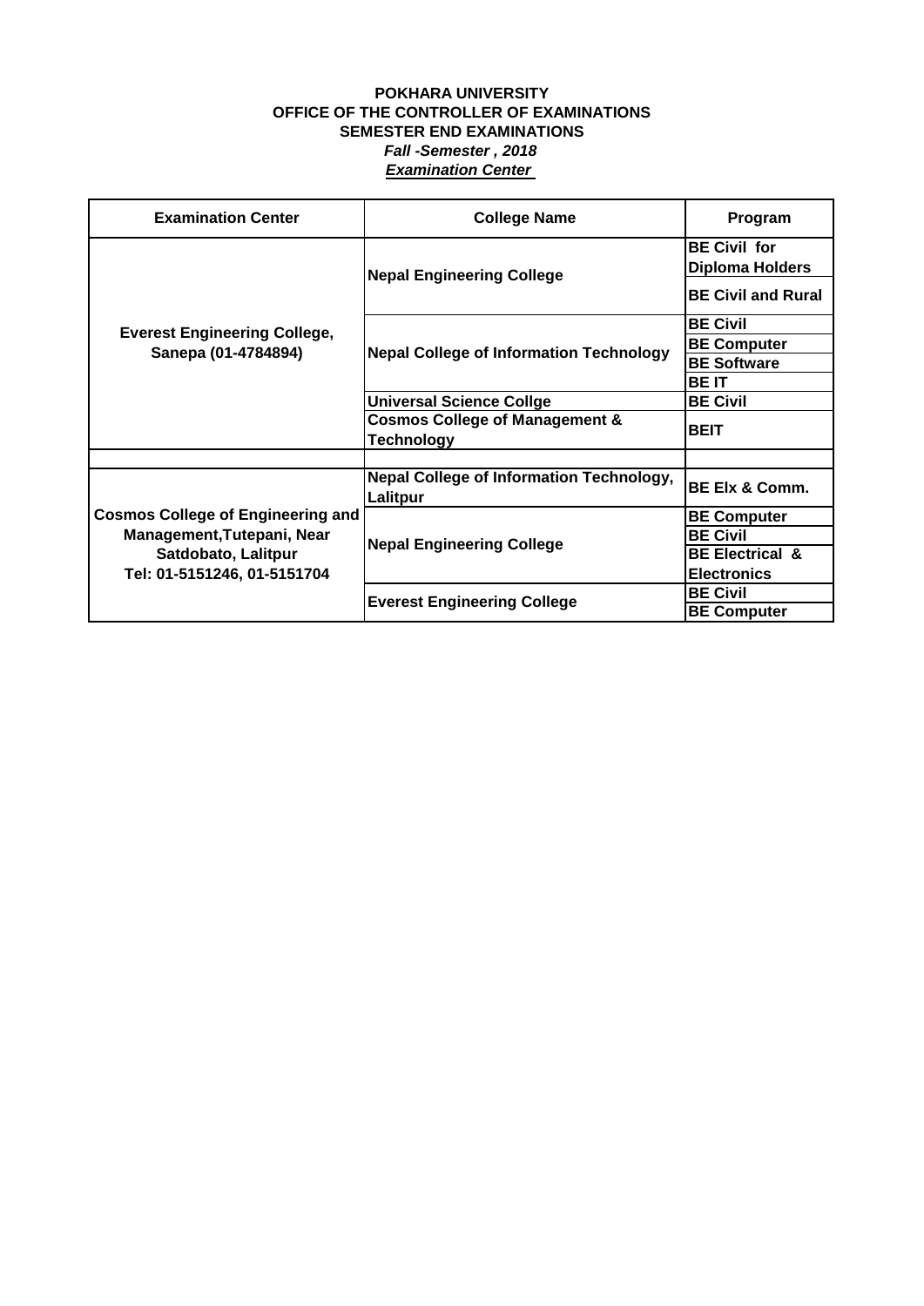**POKHARA UNIVERSITY**
**OFFICE OF THE CONTROLLER OF EXAMINATIONS**
**SEMESTER END EXAMINATIONS**
***Fall -Semester , 2018***
***Examination Center***

| Examination Center | College Name | Program |
|---|---|---|
| Everest Engineering College, Sanepa (01-4784894) | Nepal Engineering College | BE Civil for Diploma Holders |
| | | BE Civil and Rural |
| | Nepal College of Information Technology | BE Civil |
| | | BE Computer |
| | | BE Software |
| | | BE IT |
| | Universal Science Collge | BE Civil |
| | Cosmos College of Management & Technology | BEIT |
| | | |
| Cosmos College of Engineering and Management,Tutepani, Near Satdobato, Lalitpur Tel: 01-5151246, 01-5151704 | Nepal College of Information Technology, Lalitpur | BE Elx & Comm. |
| | Nepal Engineering College | BE Computer |
| | | BE Civil |
| | | BE Electrical & Electronics |
| | Everest Engineering College | BE Civil |
| | | BE Computer |